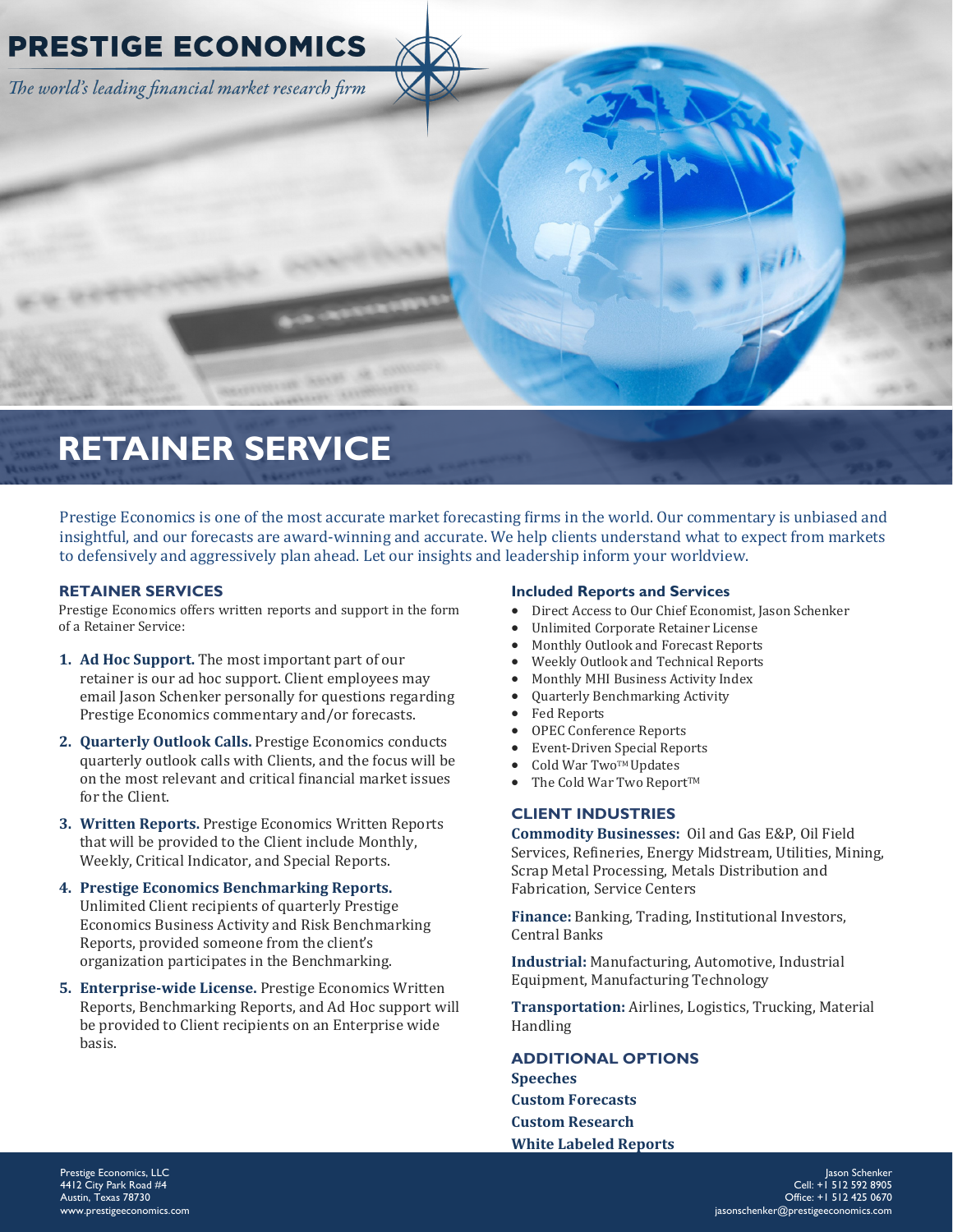# PRESTIGE ECONOMICS

*The world's leading financial market research firm*

# RETAINER SERVICE

Prestige Economics is one of the most accurate market forecasting firms in the world. Our commentary is unbiased and insightful, and our forecasts are award-winning and accurate. We help clients understand what to expect from markets to defensively and aggressively plan ahead. Let our insights and leadership inform your worldview.

## RETAINER SERVICES

Prestige Economics offers written reports and support in the form of a Retainer Service:

1. **Ad Hoc Support.** The most important part of our retainer is our ad hoc support. Client employees may email Jason Schenker personally for questions regarding Prestige Economics commentary and/or forecasts.
2. **Quarterly Outlook Calls.** Prestige Economics conducts quarterly outlook calls with Clients, and the focus will be on the most relevant and critical financial market issues for the Client.
3. **Written Reports.** Prestige Economics Written Reports that will be provided to the Client include Monthly, Weekly, Critical Indicator, and Special Reports.
4. **Prestige Economics Benchmarking Reports.** Unlimited Client recipients of quarterly Prestige Economics Business Activity and Risk Benchmarking Reports, provided someone from the client's organization participates in the Benchmarking.
5. **Enterprise-wide License.** Prestige Economics Written Reports, Benchmarking Reports, and Ad Hoc support will be provided to Client recipients on an Enterprise wide basis.

## Included Reports and Services

- Direct Access to Our Chief Economist, Jason Schenker
- Unlimited Corporate Retainer License
- Monthly Outlook and Forecast Reports
- Weekly Outlook and Technical Reports
- Monthly MHI Business Activity Index
- Quarterly Benchmarking Activity
- Fed Reports
- OPEC Conference Reports
- Event-Driven Special Reports
- Cold War Two™ Updates
- The Cold War Two Report™

## CLIENT INDUSTRIES

**Commodity Businesses:** Oil and Gas E&P, Oil Field Services, Refineries, Energy Midstream, Utilities, Mining, Scrap Metal Processing, Metals Distribution and Fabrication, Service Centers

**Finance:** Banking, Trading, Institutional Investors, Central Banks

**Industrial:** Manufacturing, Automotive, Industrial Equipment, Manufacturing Technology

**Transportation:** Airlines, Logistics, Trucking, Material Handling

## ADDITIONAL OPTIONS

**Speeches**
**Custom Forecasts**
**Custom Research**
**White Labeled Reports**

Prestige Economics, LLC
4412 City Park Road #4
Austin, Texas 78730
www.prestigeeconomics.com

Jason Schenker
Cell: +1 512 592 8905
Office: +1 512 425 0670
jasonschenker@prestigeeconomics.com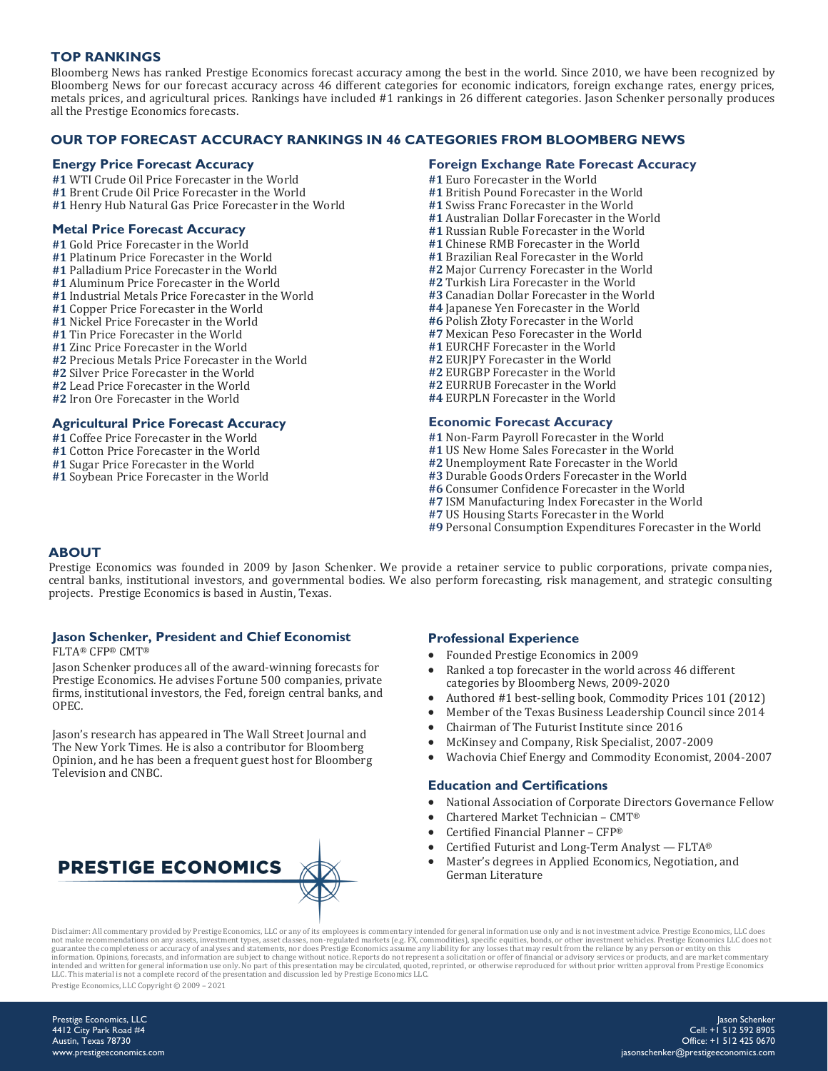## TOP RANKINGS

Bloomberg News has ranked Prestige Economics forecast accuracy among the best in the world. Since 2010, we have been recognized by Bloomberg News for our forecast accuracy across 46 different categories for economic indicators, foreign exchange rates, energy prices, metals prices, and agricultural prices. Rankings have included #1 rankings in 26 different categories. Jason Schenker personally produces all the Prestige Economics forecasts.

## OUR TOP FORECAST ACCURACY RANKINGS IN 46 CATEGORIES FROM BLOOMBERG NEWS

### Energy Price Forecast Accuracy

**#1** WTI Crude Oil Price Forecaster in the World
**#1** Brent Crude Oil Price Forecaster in the World
**#1** Henry Hub Natural Gas Price Forecaster in the World

### Metal Price Forecast Accuracy

**#1** Gold Price Forecaster in the World
**#1** Platinum Price Forecaster in the World
**#1** Palladium Price Forecaster in the World
**#1** Aluminum Price Forecaster in the World
**#1** Industrial Metals Price Forecaster in the World
**#1** Copper Price Forecaster in the World
**#1** Nickel Price Forecaster in the World
**#1** Tin Price Forecaster in the World
**#1** Zinc Price Forecaster in the World
**#2** Precious Metals Price Forecaster in the World
**#2** Silver Price Forecaster in the World
**#2** Lead Price Forecaster in the World
**#2** Iron Ore Forecaster in the World

### Agricultural Price Forecast Accuracy

**#1** Coffee Price Forecaster in the World
**#1** Cotton Price Forecaster in the World
**#1** Sugar Price Forecaster in the World
**#1** Soybean Price Forecaster in the World

### Foreign Exchange Rate Forecast Accuracy

**#1** Euro Forecaster in the World
**#1** British Pound Forecaster in the World
**#1** Swiss Franc Forecaster in the World
**#1** Australian Dollar Forecaster in the World
**#1** Russian Ruble Forecaster in the World
**#1** Chinese RMB Forecaster in the World
**#1** Brazilian Real Forecaster in the World
**#2** Major Currency Forecaster in the World
**#2** Turkish Lira Forecaster in the World
**#3** Canadian Dollar Forecaster in the World
**#4** Japanese Yen Forecaster in the World
**#6** Polish Złoty Forecaster in the World
**#7** Mexican Peso Forecaster in the World
**#1** EURCHF Forecaster in the World
**#2** EURJPY Forecaster in the World
**#2** EURGBP Forecaster in the World
**#2** EURRUB Forecaster in the World
**#4** EURPLN Forecaster in the World

### Economic Forecast Accuracy

**#1** Non-Farm Payroll Forecaster in the World
**#1** US New Home Sales Forecaster in the World
**#2** Unemployment Rate Forecaster in the World
**#3** Durable Goods Orders Forecaster in the World
**#6** Consumer Confidence Forecaster in the World
**#7** ISM Manufacturing Index Forecaster in the World
**#7** US Housing Starts Forecaster in the World
**#9** Personal Consumption Expenditures Forecaster in the World

## ABOUT

Prestige Economics was founded in 2009 by Jason Schenker. We provide a retainer service to public corporations, private companies, central banks, institutional investors, and governmental bodies. We also perform forecasting, risk management, and strategic consulting projects. Prestige Economics is based in Austin, Texas.

### Jason Schenker, President and Chief Economist

FLTA® CFP® CMT®

Jason Schenker produces all of the award-winning forecasts for Prestige Economics. He advises Fortune 500 companies, private firms, institutional investors, the Fed, foreign central banks, and OPEC.

Jason's research has appeared in The Wall Street Journal and The New York Times. He is also a contributor for Bloomberg Opinion, and he has been a frequent guest host for Bloomberg Television and CNBC.

### Professional Experience

- Founded Prestige Economics in 2009
- Ranked a top forecaster in the world across 46 different categories by Bloomberg News, 2009-2020
- Authored #1 best-selling book, Commodity Prices 101 (2012)
- Member of the Texas Business Leadership Council since 2014
- Chairman of The Futurist Institute since 2016
- McKinsey and Company, Risk Specialist, 2007-2009
- Wachovia Chief Energy and Commodity Economist, 2004-2007

### Education and Certifications

- National Association of Corporate Directors Governance Fellow
- Chartered Market Technician – CMT®
- Certified Financial Planner – CFP®
- Certified Futurist and Long-Term Analyst — FLTA®
- Master's degrees in Applied Economics, Negotiation, and German Literature

PRESTIGE ECONOMICS

Disclaimer: All commentary provided by Prestige Economics, LLC or any of its employees is commentary intended for general information use only and is not investment advice. Prestige Economics, LLC does not make recommendations on any assets, investment types, asset classes, non-regulated markets (e.g. FX, commodities), specific equities, bonds, or other investment vehicles. Prestige Economics LLC does not guarantee the completeness or accuracy of analyses and statements, nor does Prestige Economics assume any liability for any losses that may result from the reliance by any person or entity on this information. Opinions, forecasts, and information are subject to change without notice. Reports do not represent a solicitation or offer of financial or advisory services or products, and are market commentary intended and written for general information use only. No part of this presentation may be circulated, quoted, reprinted, or otherwise reproduced for without prior written approval from Prestige Economics LLC. This material is not a complete record of the presentation and discussion led by Prestige Economics LLC.

Prestige Economics, LLC Copyright © 2009 – 2021

Prestige Economics, LLC
4412 City Park Road #4
Austin, Texas 78730
www.prestigeeconomics.com

Jason Schenker
Cell: +1 512 592 8905
Office: +1 512 425 0670
jasonschenker@prestigeeconomics.com